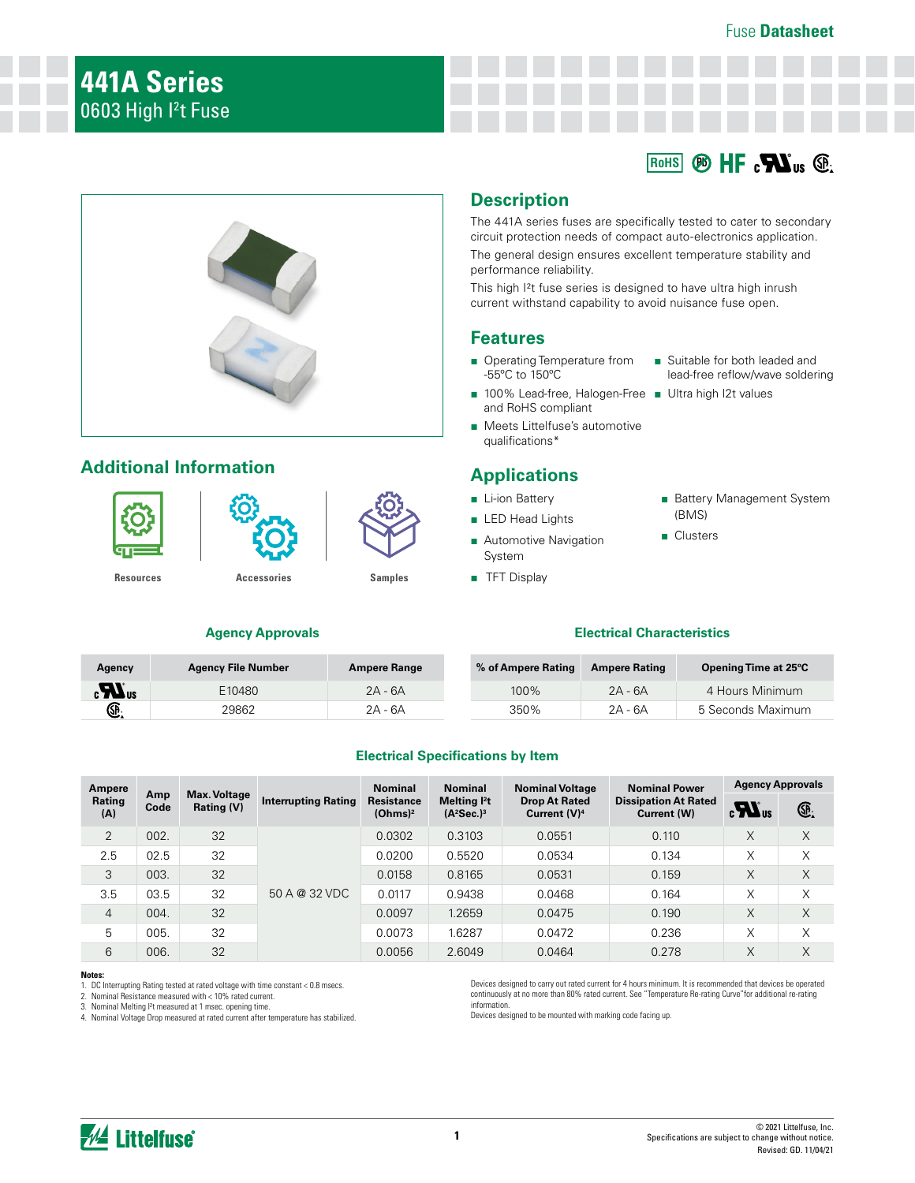Fuse Datasheet

# 441A Series

## 0603 High I²t Fuse

RoHS | Pb | HF | cULus | CSA

## Description

The 441A series fuses are specifically tested to cater to secondary circuit protection needs of compact auto-electronics application.

The general design ensures excellent temperature stability and performance reliability.

This high I²t fuse series is designed to have ultra high inrush current withstand capability to avoid nuisance fuse open.

## Features

- Operating Temperature from -55ºC to 150ºC
- 100% Lead-free, Halogen-Free and RoHS compliant
- Meets Littelfuse's automotive qualifications*
- Suitable for both leaded and lead-free reflow/wave soldering
- Ultra high I2t values

## Additional Information

Resources | Accessories | Samples

## Applications

- Li-ion Battery
- LED Head Lights
- Automotive Navigation System
- TFT Display
- Battery Management System (BMS)
- Clusters

### Agency Approvals

| Agency | Agency File Number | Ampere Range |
|---|---|---|
| cULus | E10480 | 2A - 6A |
| CSA | 29862 | 2A - 6A |

### Electrical Characteristics

| % of Ampere Rating | Ampere Rating | Opening Time at 25ºC |
|---|---|---|
| 100% | 2A - 6A | 4 Hours Minimum |
| 350% | 2A - 6A | 5 Seconds Maximum |

### Electrical Specifications by Item

| Ampere Rating (A) | Amp Code | Max. Voltage Rating (V) | Interrupting Rating | Nominal Resistance (Ohms)² | Nominal Melting I²t (A²Sec.)³ | Nominal Voltage Drop At Rated Current (V)⁴ | Nominal Power Dissipation At Rated Current (W) | Agency Approvals | |
|---|---|---|---|---|---|---|---|---|---|
| | | | | | | | | cULus | CSA |
| 2 | 002. | 32 | 50 A @ 32 VDC | 0.0302 | 0.3103 | 0.0551 | 0.110 | X | X |
| 2.5 | 02.5 | 32 | | 0.0200 | 0.5520 | 0.0534 | 0.134 | X | X |
| 3 | 003. | 32 | | 0.0158 | 0.8165 | 0.0531 | 0.159 | X | X |
| 3.5 | 03.5 | 32 | | 0.0117 | 0.9438 | 0.0468 | 0.164 | X | X |
| 4 | 004. | 32 | | 0.0097 | 1.2659 | 0.0475 | 0.190 | X | X |
| 5 | 005. | 32 | | 0.0073 | 1.6287 | 0.0472 | 0.236 | X | X |
| 6 | 006. | 32 | | 0.0056 | 2.6049 | 0.0464 | 0.278 | X | X |

**Notes:**

1. DC Interrupting Rating tested at rated voltage with time constant < 0.8 msecs.
2. Nominal Resistance measured with < 10% rated current.
3. Nominal Melting I²t measured at 1 msec. opening time.
4. Nominal Voltage Drop measured at rated current after temperature has stabilized.

Devices designed to carry out rated current for 4 hours minimum. It is recommended that devices be operated continuously at no more than 80% rated current. See "Temperature Re-rating Curve"for additional re-rating information.

Devices designed to be mounted with marking code facing up.

© 2021 Littelfuse, Inc.
Specifications are subject to change without notice.
Revised: GD. 11/04/21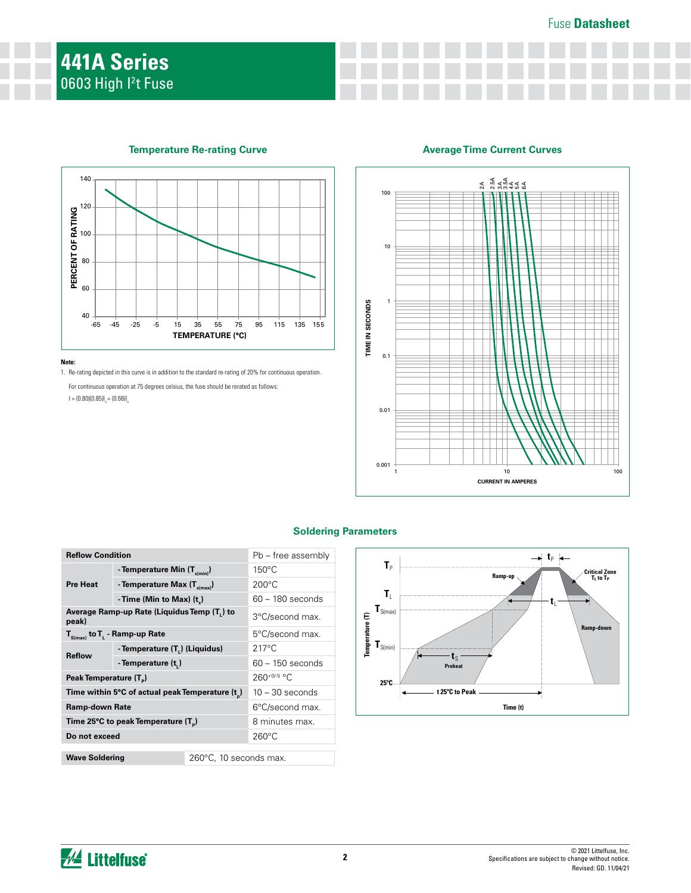# 441A Series
0603 High I²t Fuse

## Temperature Re-rating Curve

**Note:**

1. Re-rating depicted in this curve is in addition to the standard re-rating of 20% for continuous operation.

   For continuous operation at 75 degrees celsius, the fuse should be rerated as follows:

   $I = (0.80)(0.85)I_n = (0.68)I_n$

## Average Time Current Curves

## Soldering Parameters

| Reflow Condition | | Pb – free assembly |
|---|---|---|
| Pre Heat | - Temperature Min ($T_{s(min)}$) | 150°C |
| | - Temperature Max ($T_{s(max)}$) | 200°C |
| | - Time (Min to Max) ($t_s$) | 60 – 180 seconds |
| Average Ramp-up Rate (Liquidus Temp ($T_L$) to peak) | | 3°C/second max. |
| $T_{S(max)}$ to $T_L$ - Ramp-up Rate | | 5°C/second max. |
| Reflow | - Temperature ($T_L$) (Liquidus) | 217°C |
| | - Temperature ($t_L$) | 60 – 150 seconds |
| Peak Temperature ($T_P$) | | $260^{+0/-5}$ °C |
| Time within 5°C of actual peak Temperature ($t_p$) | | 10 – 30 seconds |
| Ramp-down Rate | | 6°C/second max. |
| Time 25°C to peak Temperature ($T_P$) | | 8 minutes max. |
| Do not exceed | | 260°C |

| Wave Soldering | 260°C, 10 seconds max. |
|---|---|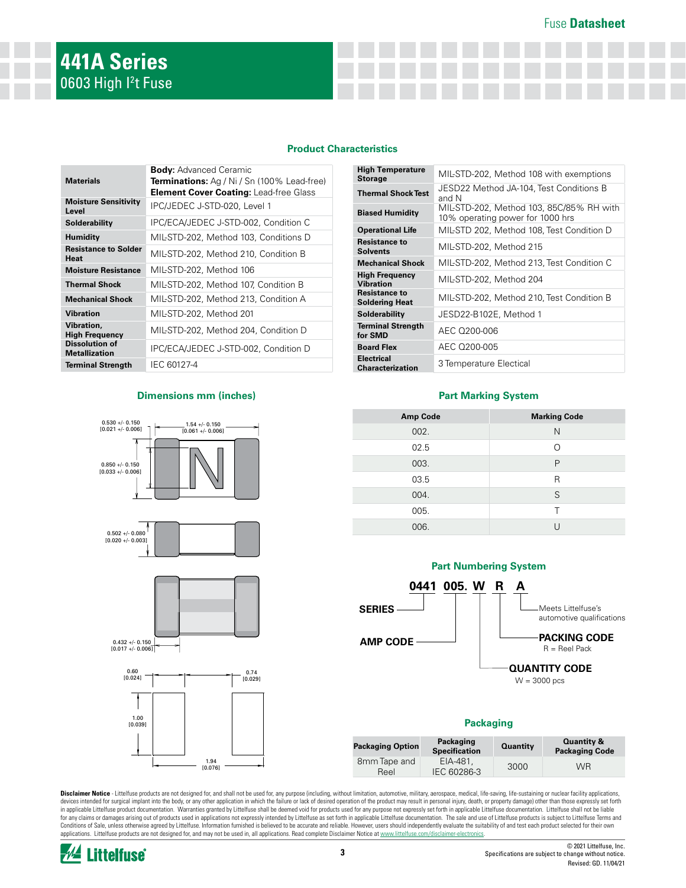# 441A Series
0603 High I²t Fuse

## Product Characteristics

| | |
|---|---|
| **Materials** | **Body:** Advanced Ceramic<br>**Terminations:** Ag / Ni / Sn (100% Lead-free)<br>**Element Cover Coating:** Lead-free Glass |
| **Moisture Sensitivity Level** | IPC/JEDEC J-STD-020, Level 1 |
| **Solderability** | IPC/ECA/JEDEC J-STD-002, Condition C |
| **Humidity** | MIL-STD-202, Method 103, Conditions D |
| **Resistance to Solder Heat** | MIL-STD-202, Method 210, Condition B |
| **Moisture Resistance** | MIL-STD-202, Method 106 |
| **Thermal Shock** | MIL-STD-202, Method 107, Condition B |
| **Mechanical Shock** | MIL-STD-202, Method 213, Condition A |
| **Vibration** | MIL-STD-202, Method 201 |
| **Vibration, High Frequency** | MIL-STD-202, Method 204, Condition D |
| **Dissolution of Metallization** | IPC/ECA/JEDEC J-STD-002, Condition D |
| **Terminal Strength** | IEC 60127-4 |

| | |
|---|---|
| **High Temperature Storage** | MIL-STD-202, Method 108 with exemptions |
| **Thermal Shock Test** | JESD22 Method JA-104, Test Conditions B and N |
| **Biased Humidity** | MIL-STD-202, Method 103, 85C/85% RH with 10% operating power for 1000 hrs |
| **Operational Life** | MIL-STD 202, Method 108, Test Condition D |
| **Resistance to Solvents** | MIL-STD-202, Method 215 |
| **Mechanical Shock** | MIL-STD-202, Method 213, Test Condition C |
| **High Frequency Vibration** | MIL-STD-202, Method 204 |
| **Resistance to Soldering Heat** | MIL-STD-202, Method 210, Test Condition B |
| **Solderability** | JESD22-B102E, Method 1 |
| **Terminal Strength for SMD** | AEC Q200-006 |
| **Board Flex** | AEC Q200-005 |
| **Electrical Characterization** | 3 Temperature Electrical |

## Dimensions mm (inches)

0.530 +/- 0.150
[0.021 +/- 0.006]

1.54 +/- 0.150
[0.061 +/- 0.006]

0.850 +/- 0.150
[0.033 +/- 0.006]

0.502 +/- 0.080
[0.020 +/- 0.003]

0.432 +/- 0.150
[0.017 +/- 0.006]

0.60
[0.024]

0.74
[0.029]

1.00
[0.039]

1.94
[0.076]

## Part Marking System

| Amp Code | Marking Code |
|---|---|
| 002. | N |
| 02.5 | O |
| 003. | P |
| 03.5 | R |
| 004. | S |
| 005. | T |
| 006. | U |

## Part Numbering System

**0441 005. W R A**

- **SERIES**
- **AMP CODE**
- **QUANTITY CODE** — W = 3000 pcs
- **PACKING CODE** — R = Reel Pack
- Meets Littelfuse's automotive qualifications

## Packaging

| Packaging Option | Packaging Specification | Quantity | Quantity & Packaging Code |
|---|---|---|---|
| 8mm Tape and Reel | EIA-481, IEC 60286-3 | 3000 | WR |

**Disclaimer Notice** - Littelfuse products are not designed for, and shall not be used for, any purpose (including, without limitation, automotive, military, aerospace, medical, life-saving, life-sustaining or nuclear facility applications, devices intended for surgical implant into the body, or any other application in which the failure or lack of desired operation of the product may result in personal injury, death, or property damage) other than those expressly set forth in applicable Littelfuse product documentation. Warranties granted by Littelfuse shall be deemed void for products used for any purpose not expressly set forth in applicable Littelfuse documentation. Littelfuse shall not be liable for any claims or damages arising out of products used in applications not expressly intended by Littelfuse as set forth in applicable Littelfuse documentation. The sale and use of Littelfuse products is subject to Littelfuse Terms and Conditions of Sale, unless otherwise agreed by Littelfuse. Information furnished is believed to be accurate and reliable. However, users should independently evaluate the suitability of and test each product selected for their own applications. Littelfuse products are not designed for, and may not be used in, all applications. Read complete Disclaimer Notice at www.littelfuse.com/disclaimer-electronics.

© 2021 Littelfuse, Inc.
Specifications are subject to change without notice.
Revised: GD. 11/04/21